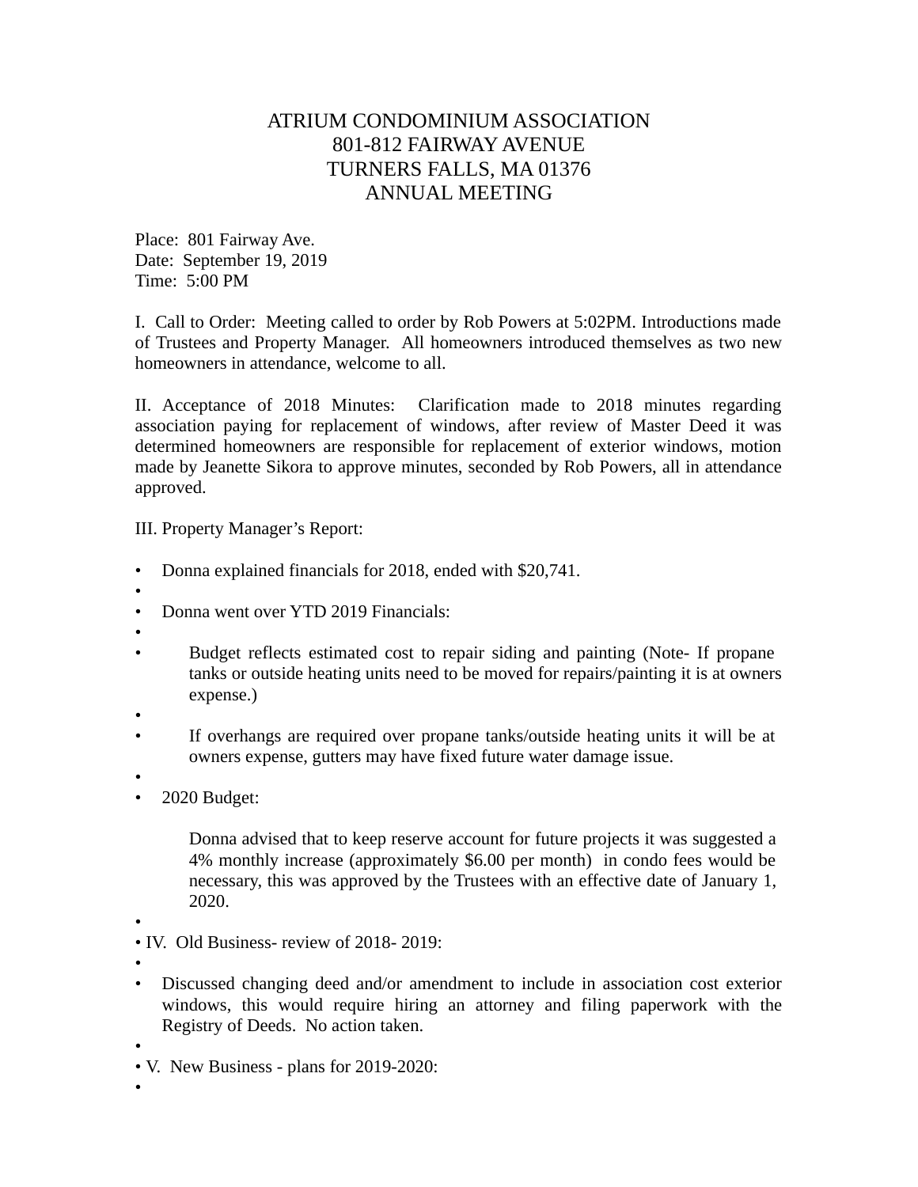# ATRIUM CONDOMINIUM ASSOCIATION
# 801-812 FAIRWAY AVENUE
# TURNERS FALLS, MA 01376
# ANNUAL MEETING

Place: 801 Fairway Ave.
Date: September 19, 2019
Time: 5:00 PM

I. Call to Order: Meeting called to order by Rob Powers at 5:02PM. Introductions made of Trustees and Property Manager. All homeowners introduced themselves as two new homeowners in attendance, welcome to all.

II. Acceptance of 2018 Minutes: Clarification made to 2018 minutes regarding association paying for replacement of windows, after review of Master Deed it was determined homeowners are responsible for replacement of exterior windows, motion made by Jeanette Sikora to approve minutes, seconded by Rob Powers, all in attendance approved.

III. Property Manager's Report:

- Donna explained financials for 2018, ended with $20,741.
- Donna went over YTD 2019 Financials:
  - Budget reflects estimated cost to repair siding and painting (Note- If propane tanks or outside heating units need to be moved for repairs/painting it is at owners expense.)
  - If overhangs are required over propane tanks/outside heating units it will be at owners expense, gutters may have fixed future water damage issue.
- 2020 Budget:

  Donna advised that to keep reserve account for future projects it was suggested a 4% monthly increase (approximately $6.00 per month) in condo fees would be necessary, this was approved by the Trustees with an effective date of January 1, 2020.

IV. Old Business- review of 2018- 2019:

- Discussed changing deed and/or amendment to include in association cost exterior windows, this would require hiring an attorney and filing paperwork with the Registry of Deeds. No action taken.

V. New Business - plans for 2019-2020: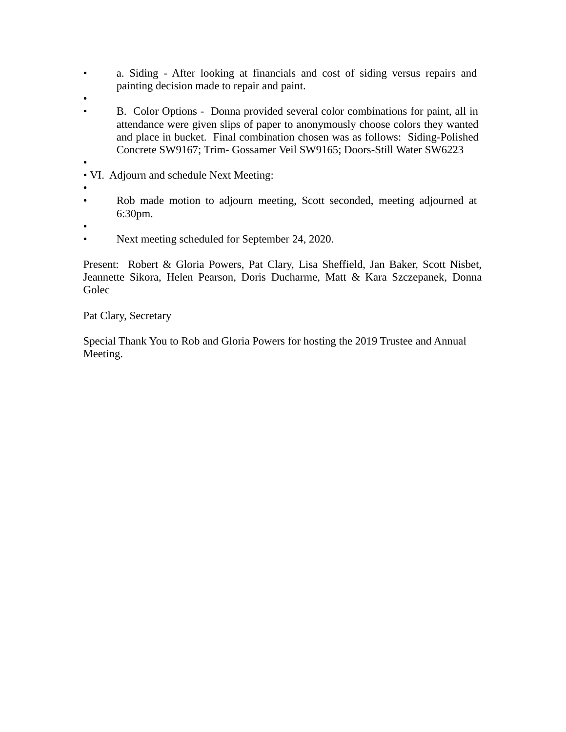- a. Siding - After looking at financials and cost of siding versus repairs and painting decision made to repair and paint.
- 
- B. Color Options - Donna provided several color combinations for paint, all in attendance were given slips of paper to anonymously choose colors they wanted and place in bucket. Final combination chosen was as follows: Siding-Polished Concrete SW9167; Trim- Gossamer Veil SW9165; Doors-Still Water SW6223
- 
- VI. Adjourn and schedule Next Meeting:
- 
- Rob made motion to adjourn meeting, Scott seconded, meeting adjourned at 6:30pm.
- 
- Next meeting scheduled for September 24, 2020.

Present: Robert & Gloria Powers, Pat Clary, Lisa Sheffield, Jan Baker, Scott Nisbet, Jeannette Sikora, Helen Pearson, Doris Ducharme, Matt & Kara Szczepanek, Donna Golec

Pat Clary, Secretary

Special Thank You to Rob and Gloria Powers for hosting the 2019 Trustee and Annual Meeting.